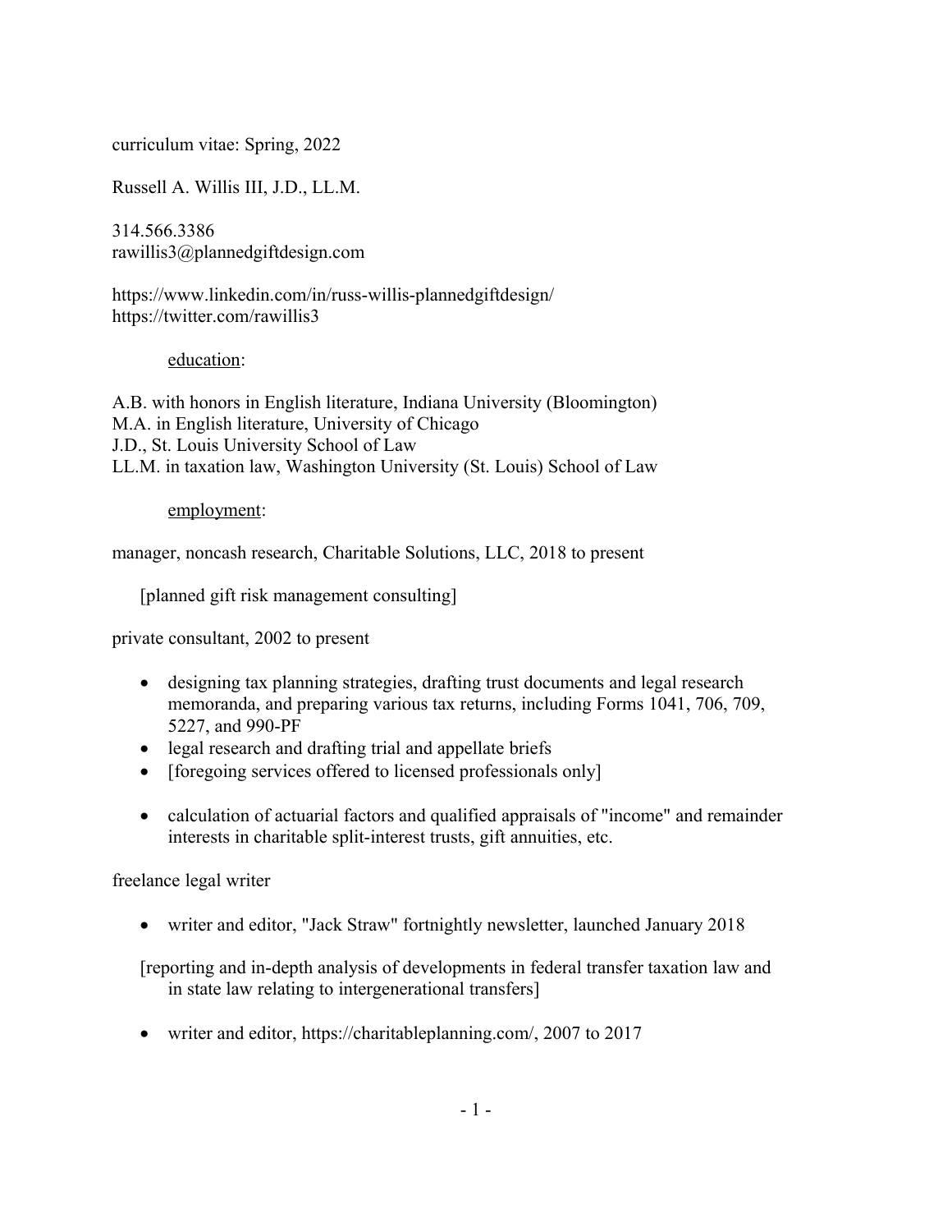curriculum vitae: Spring, 2022

Russell A. Willis III, J.D., LL.M.

314.566.3386
rawillis3@plannedgiftdesign.com

https://www.linkedin.com/in/russ-willis-plannedgiftdesign/
https://twitter.com/rawillis3

## <u>education</u>:

A.B. with honors in English literature, Indiana University (Bloomington)
M.A. in English literature, University of Chicago
J.D., St. Louis University School of Law
LL.M. in taxation law, Washington University (St. Louis) School of Law

## <u>employment</u>:

manager, noncash research, Charitable Solutions, LLC, 2018 to present

[planned gift risk management consulting]

private consultant, 2002 to present

- designing tax planning strategies, drafting trust documents and legal research memoranda, and preparing various tax returns, including Forms 1041, 706, 709, 5227, and 990-PF
- legal research and drafting trial and appellate briefs
- [foregoing services offered to licensed professionals only]

- calculation of actuarial factors and qualified appraisals of "income" and remainder interests in charitable split-interest trusts, gift annuities, etc.

freelance legal writer

- writer and editor, "Jack Straw" fortnightly newsletter, launched January 2018

[reporting and in-depth analysis of developments in federal transfer taxation law and in state law relating to intergenerational transfers]

- writer and editor, https://charitableplanning.com/, 2007 to 2017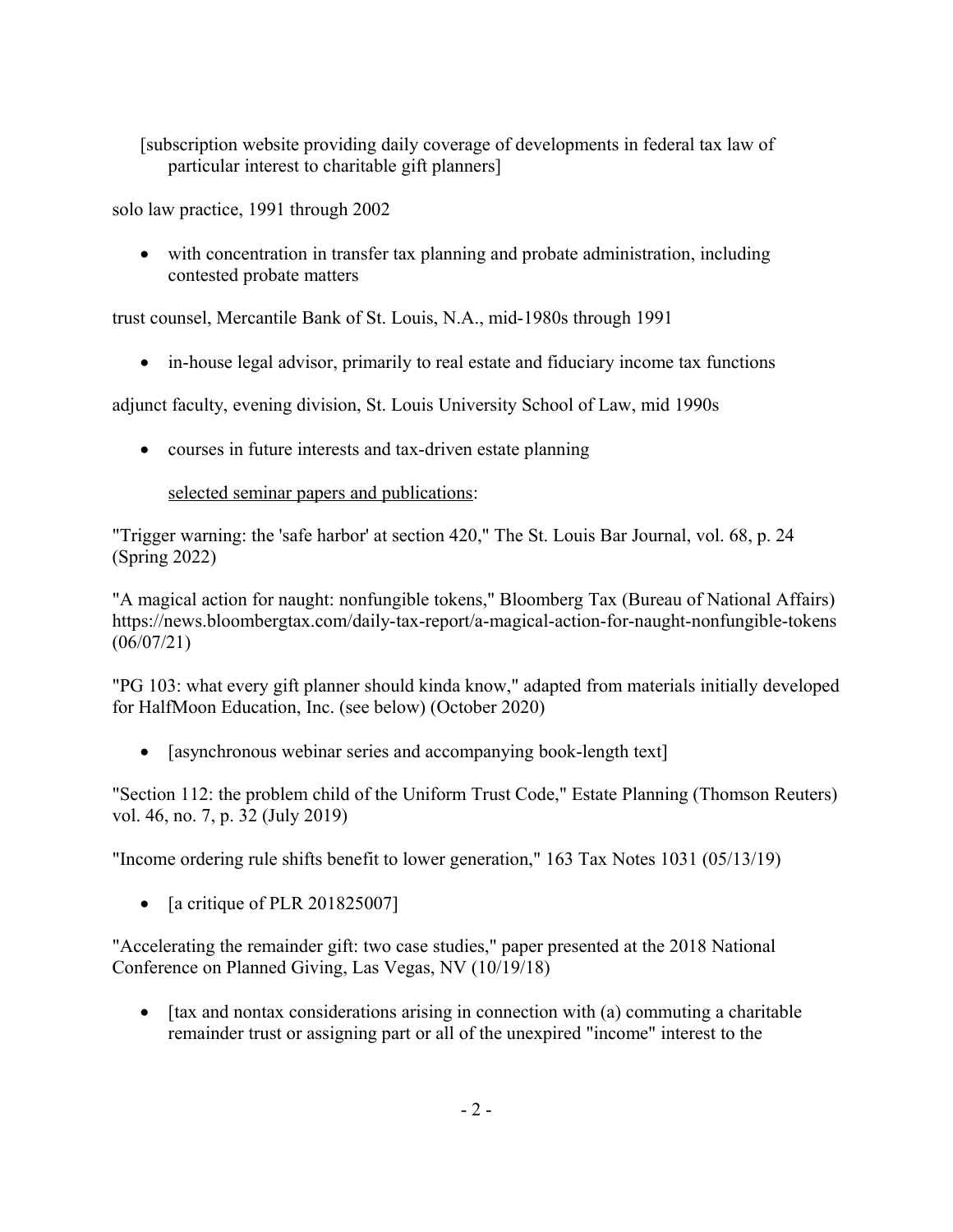[subscription website providing daily coverage of developments in federal tax law of particular interest to charitable gift planners]

solo law practice, 1991 through 2002

- with concentration in transfer tax planning and probate administration, including contested probate matters

trust counsel, Mercantile Bank of St. Louis, N.A., mid-1980s through 1991

- in-house legal advisor, primarily to real estate and fiduciary income tax functions

adjunct faculty, evening division, St. Louis University School of Law, mid 1990s

- courses in future interests and tax-driven estate planning

<u>selected seminar papers and publications</u>:

"Trigger warning: the 'safe harbor' at section 420," The St. Louis Bar Journal, vol. 68, p. 24 (Spring 2022)

"A magical action for naught: nonfungible tokens," Bloomberg Tax (Bureau of National Affairs) https://news.bloombergtax.com/daily-tax-report/a-magical-action-for-naught-nonfungible-tokens (06/07/21)

"PG 103: what every gift planner should kinda know," adapted from materials initially developed for HalfMoon Education, Inc. (see below) (October 2020)

- [asynchronous webinar series and accompanying book-length text]

"Section 112: the problem child of the Uniform Trust Code," Estate Planning (Thomson Reuters) vol. 46, no. 7, p. 32 (July 2019)

"Income ordering rule shifts benefit to lower generation," 163 Tax Notes 1031 (05/13/19)

- [a critique of PLR 201825007]

"Accelerating the remainder gift: two case studies," paper presented at the 2018 National Conference on Planned Giving, Las Vegas, NV (10/19/18)

- [tax and nontax considerations arising in connection with (a) commuting a charitable remainder trust or assigning part or all of the unexpired "income" interest to the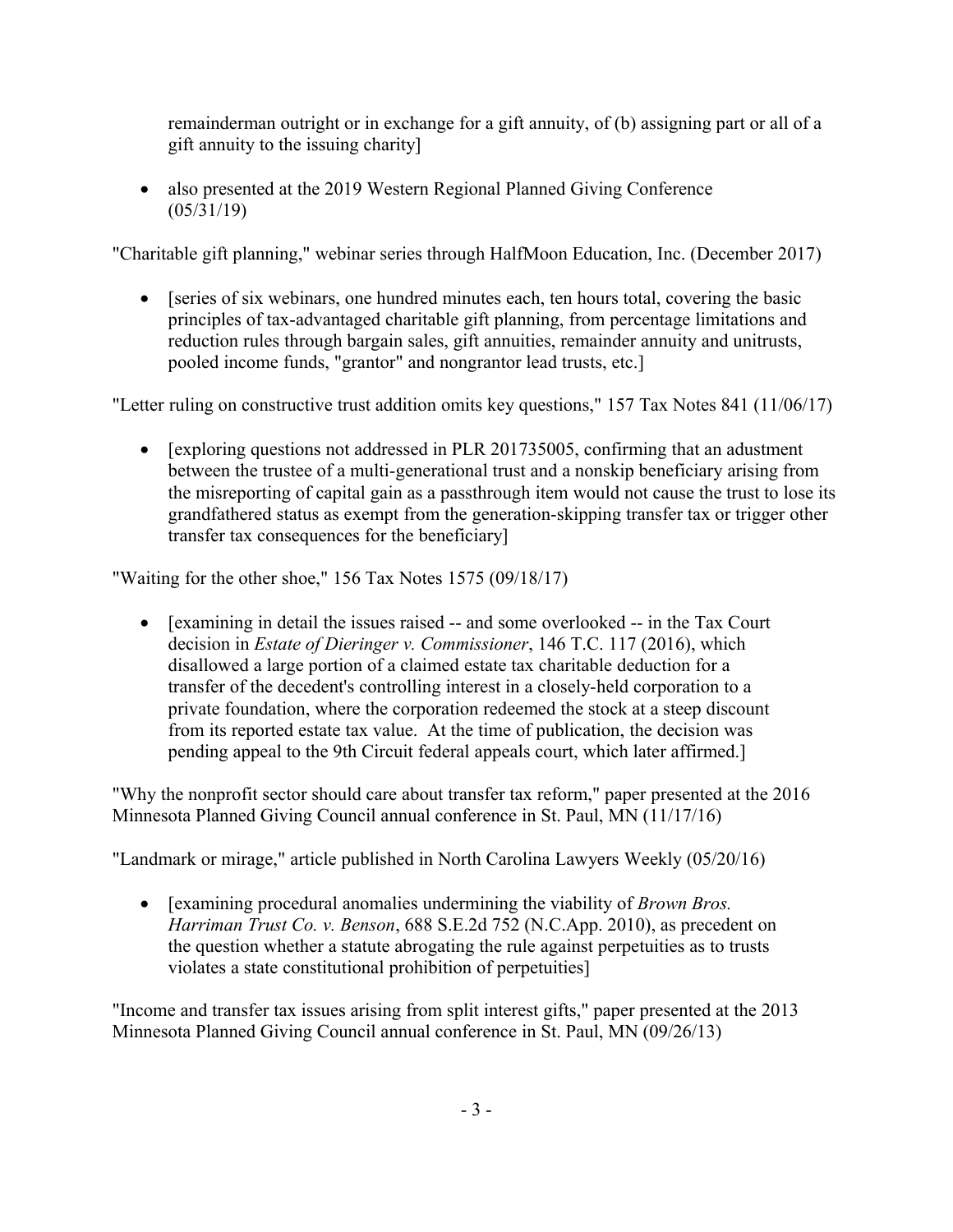remainderman outright or in exchange for a gift annuity, of (b) assigning part or all of a gift annuity to the issuing charity]

- also presented at the 2019 Western Regional Planned Giving Conference (05/31/19)

"Charitable gift planning," webinar series through HalfMoon Education, Inc. (December 2017)

- [series of six webinars, one hundred minutes each, ten hours total, covering the basic principles of tax-advantaged charitable gift planning, from percentage limitations and reduction rules through bargain sales, gift annuities, remainder annuity and unitrusts, pooled income funds, "grantor" and nongrantor lead trusts, etc.]

"Letter ruling on constructive trust addition omits key questions," 157 Tax Notes 841 (11/06/17)

- [exploring questions not addressed in PLR 201735005, confirming that an adustment between the trustee of a multi-generational trust and a nonskip beneficiary arising from the misreporting of capital gain as a passthrough item would not cause the trust to lose its grandfathered status as exempt from the generation-skipping transfer tax or trigger other transfer tax consequences for the beneficiary]

"Waiting for the other shoe," 156 Tax Notes 1575 (09/18/17)

- [examining in detail the issues raised -- and some overlooked -- in the Tax Court decision in *Estate of Dieringer v. Commissioner*, 146 T.C. 117 (2016), which disallowed a large portion of a claimed estate tax charitable deduction for a transfer of the decedent's controlling interest in a closely-held corporation to a private foundation, where the corporation redeemed the stock at a steep discount from its reported estate tax value. At the time of publication, the decision was pending appeal to the 9th Circuit federal appeals court, which later affirmed.]

"Why the nonprofit sector should care about transfer tax reform," paper presented at the 2016 Minnesota Planned Giving Council annual conference in St. Paul, MN (11/17/16)

"Landmark or mirage," article published in North Carolina Lawyers Weekly (05/20/16)

- [examining procedural anomalies undermining the viability of *Brown Bros. Harriman Trust Co. v. Benson*, 688 S.E.2d 752 (N.C.App. 2010), as precedent on the question whether a statute abrogating the rule against perpetuities as to trusts violates a state constitutional prohibition of perpetuities]

"Income and transfer tax issues arising from split interest gifts," paper presented at the 2013 Minnesota Planned Giving Council annual conference in St. Paul, MN (09/26/13)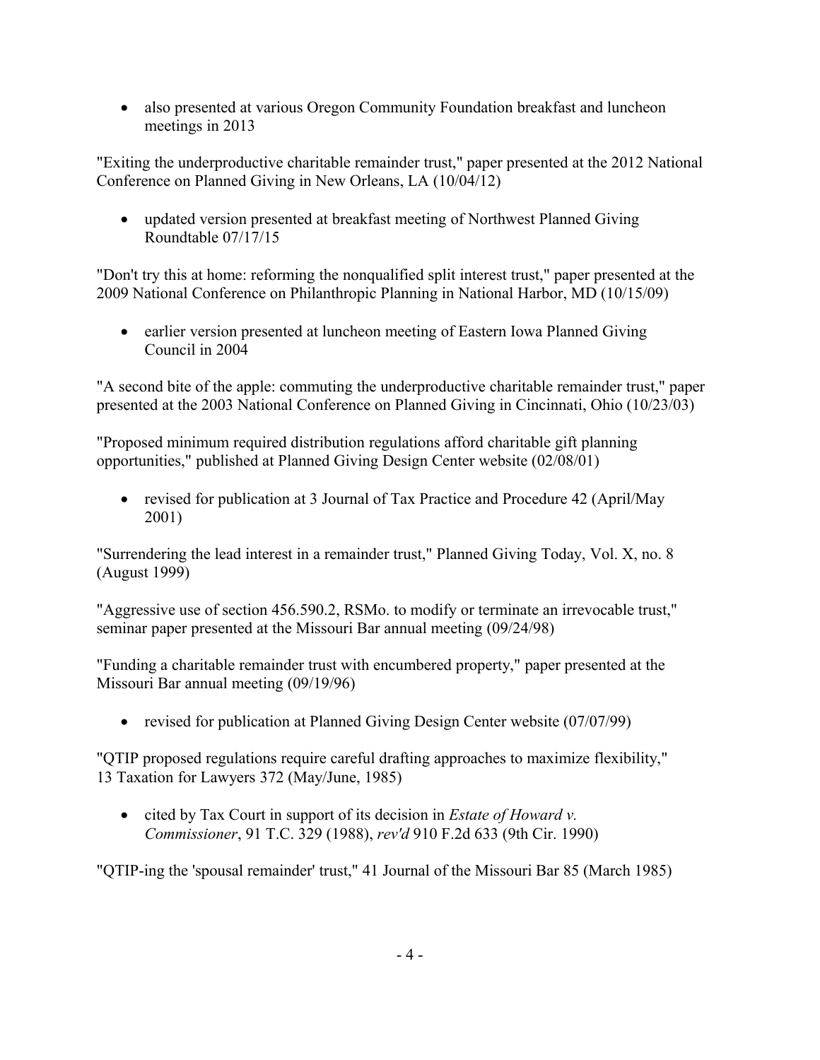- also presented at various Oregon Community Foundation breakfast and luncheon meetings in 2013

"Exiting the underproductive charitable remainder trust," paper presented at the 2012 National Conference on Planned Giving in New Orleans, LA (10/04/12)

- updated version presented at breakfast meeting of Northwest Planned Giving Roundtable 07/17/15

"Don't try this at home: reforming the nonqualified split interest trust," paper presented at the 2009 National Conference on Philanthropic Planning in National Harbor, MD (10/15/09)

- earlier version presented at luncheon meeting of Eastern Iowa Planned Giving Council in 2004

"A second bite of the apple: commuting the underproductive charitable remainder trust," paper presented at the 2003 National Conference on Planned Giving in Cincinnati, Ohio (10/23/03)

"Proposed minimum required distribution regulations afford charitable gift planning opportunities," published at Planned Giving Design Center website (02/08/01)

- revised for publication at 3 Journal of Tax Practice and Procedure 42 (April/May 2001)

"Surrendering the lead interest in a remainder trust," Planned Giving Today, Vol. X, no. 8 (August 1999)

"Aggressive use of section 456.590.2, RSMo. to modify or terminate an irrevocable trust," seminar paper presented at the Missouri Bar annual meeting (09/24/98)

"Funding a charitable remainder trust with encumbered property," paper presented at the Missouri Bar annual meeting (09/19/96)

- revised for publication at Planned Giving Design Center website (07/07/99)

"QTIP proposed regulations require careful drafting approaches to maximize flexibility," 13 Taxation for Lawyers 372 (May/June, 1985)

- cited by Tax Court in support of its decision in *Estate of Howard v. Commissioner*, 91 T.C. 329 (1988), *rev'd* 910 F.2d 633 (9th Cir. 1990)

"QTIP-ing the 'spousal remainder' trust," 41 Journal of the Missouri Bar 85 (March 1985)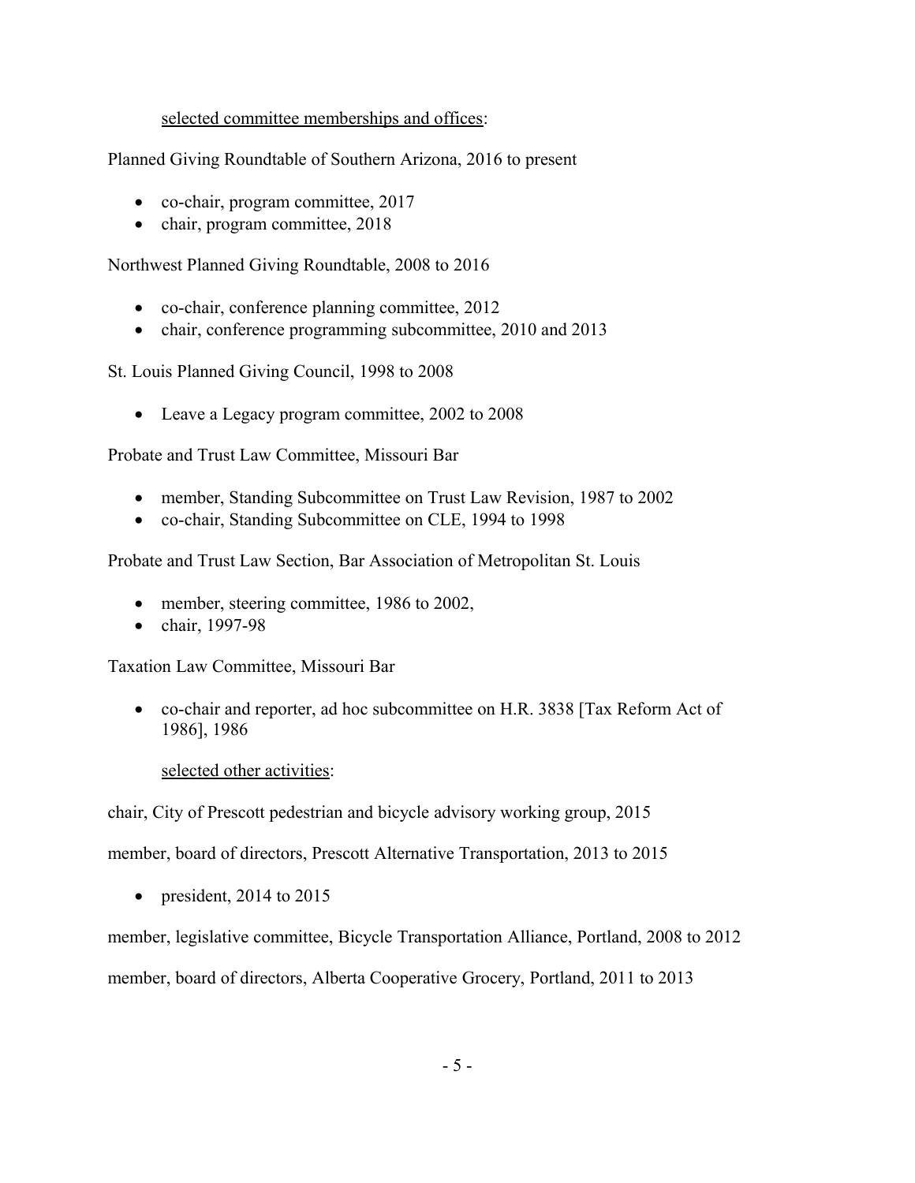<u>selected committee memberships and offices</u>:

Planned Giving Roundtable of Southern Arizona, 2016 to present

- co-chair, program committee, 2017
- chair, program committee, 2018

Northwest Planned Giving Roundtable, 2008 to 2016

- co-chair, conference planning committee, 2012
- chair, conference programming subcommittee, 2010 and 2013

St. Louis Planned Giving Council, 1998 to 2008

- Leave a Legacy program committee, 2002 to 2008

Probate and Trust Law Committee, Missouri Bar

- member, Standing Subcommittee on Trust Law Revision, 1987 to 2002
- co-chair, Standing Subcommittee on CLE, 1994 to 1998

Probate and Trust Law Section, Bar Association of Metropolitan St. Louis

- member, steering committee, 1986 to 2002,
- chair, 1997-98

Taxation Law Committee, Missouri Bar

- co-chair and reporter, ad hoc subcommittee on H.R. 3838 [Tax Reform Act of 1986], 1986

<u>selected other activities</u>:

chair, City of Prescott pedestrian and bicycle advisory working group, 2015

member, board of directors, Prescott Alternative Transportation, 2013 to 2015

- president, 2014 to 2015

member, legislative committee, Bicycle Transportation Alliance, Portland, 2008 to 2012

member, board of directors, Alberta Cooperative Grocery, Portland, 2011 to 2013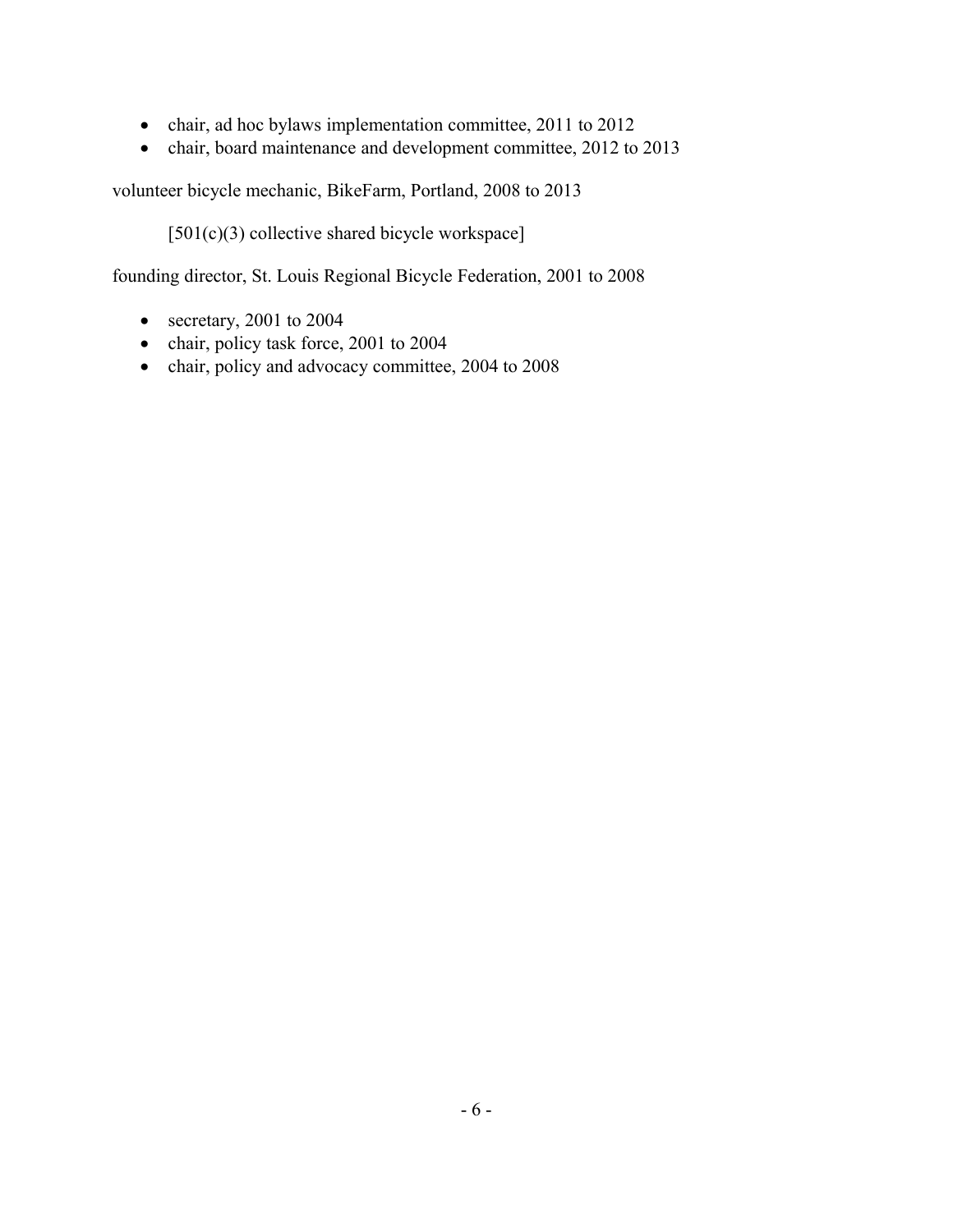- chair, ad hoc bylaws implementation committee, 2011 to 2012
- chair, board maintenance and development committee, 2012 to 2013

volunteer bicycle mechanic, BikeFarm, Portland, 2008 to 2013

[501(c)(3) collective shared bicycle workspace]

founding director, St. Louis Regional Bicycle Federation, 2001 to 2008

- secretary, 2001 to 2004
- chair, policy task force, 2001 to 2004
- chair, policy and advocacy committee, 2004 to 2008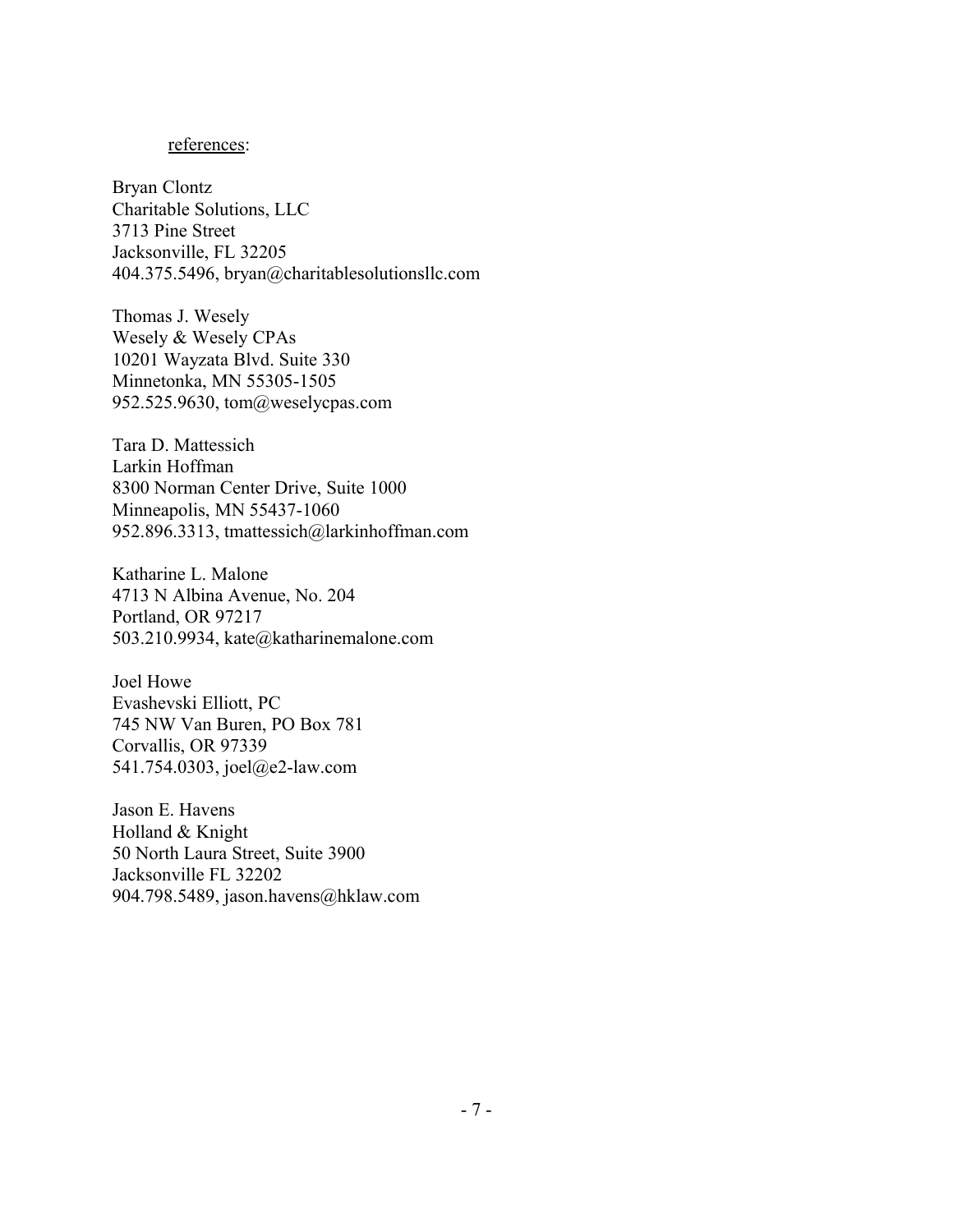<u>references</u>:

Bryan Clontz
Charitable Solutions, LLC
3713 Pine Street
Jacksonville, FL 32205
404.375.5496, bryan@charitablesolutionsllc.com

Thomas J. Wesely
Wesely & Wesely CPAs
10201 Wayzata Blvd. Suite 330
Minnetonka, MN 55305-1505
952.525.9630, tom@weselycpas.com

Tara D. Mattessich
Larkin Hoffman
8300 Norman Center Drive, Suite 1000
Minneapolis, MN 55437-1060
952.896.3313, tmattessich@larkinhoffman.com

Katharine L. Malone
4713 N Albina Avenue, No. 204
Portland, OR 97217
503.210.9934, kate@katharinemalone.com

Joel Howe
Evashevski Elliott, PC
745 NW Van Buren, PO Box 781
Corvallis, OR 97339
541.754.0303, joel@e2-law.com

Jason E. Havens
Holland & Knight
50 North Laura Street, Suite 3900
Jacksonville FL 32202
904.798.5489, jason.havens@hklaw.com